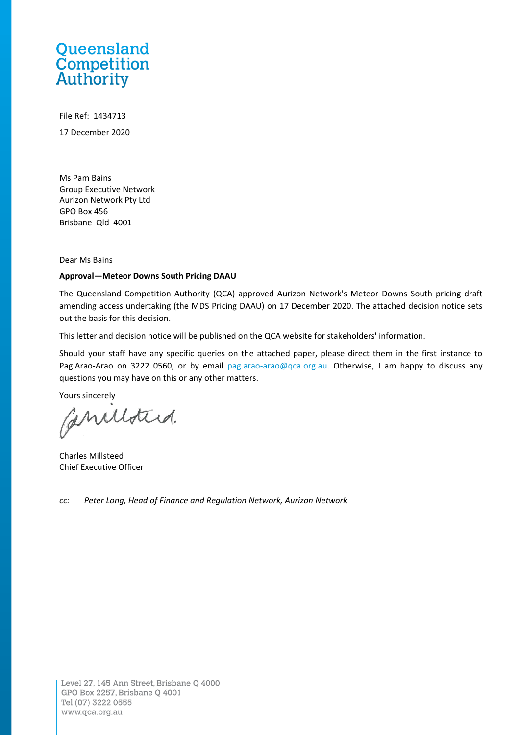Queensland Competition Authority

File Ref: 1434713

17 December 2020

Ms Pam Bains
Group Executive Network
Aurizon Network Pty Ltd
GPO Box 456
Brisbane Qld 4001

Dear Ms Bains

**Approval—Meteor Downs South Pricing DAAU**

The Queensland Competition Authority (QCA) approved Aurizon Network's Meteor Downs South pricing draft amending access undertaking (the MDS Pricing DAAU) on 17 December 2020. The attached decision notice sets out the basis for this decision.

This letter and decision notice will be published on the QCA website for stakeholders' information.

Should your staff have any specific queries on the attached paper, please direct them in the first instance to Pag Arao-Arao on 3222 0560, or by email pag.arao-arao@qca.org.au. Otherwise, I am happy to discuss any questions you may have on this or any other matters.

Yours sincerely

Charles Millsteed
Chief Executive Officer

*cc: Peter Long, Head of Finance and Regulation Network, Aurizon Network*

Level 27, 145 Ann Street, Brisbane Q 4000
GPO Box 2257, Brisbane Q 4001
Tel (07) 3222 0555
www.qca.org.au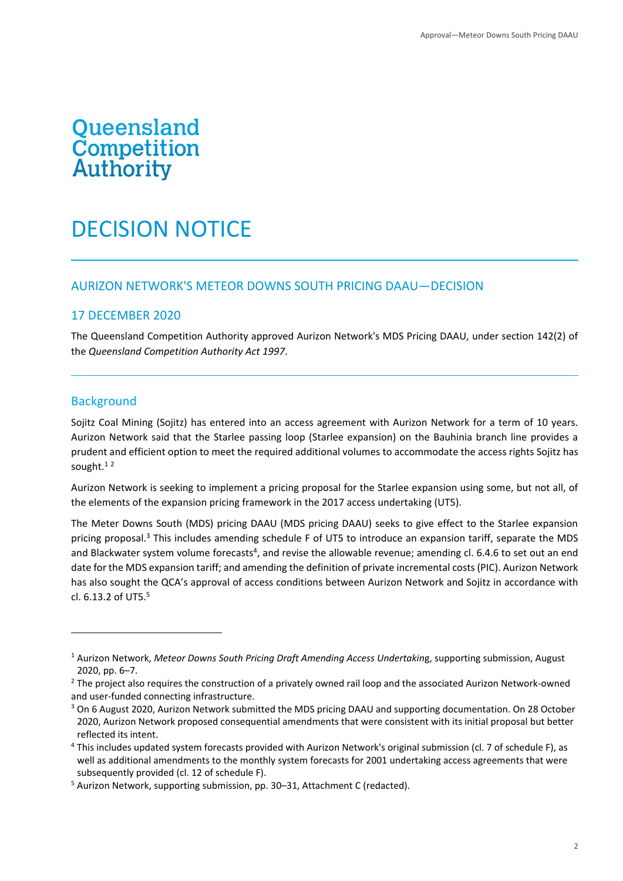Queensland Competition Authority

# DECISION NOTICE

## AURIZON NETWORK'S METEOR DOWNS SOUTH PRICING DAAU—DECISION

## 17 DECEMBER 2020

The Queensland Competition Authority approved Aurizon Network's MDS Pricing DAAU, under section 142(2) of the *Queensland Competition Authority Act 1997*.

---

### Background

Sojitz Coal Mining (Sojitz) has entered into an access agreement with Aurizon Network for a term of 10 years. Aurizon Network said that the Starlee passing loop (Starlee expansion) on the Bauhinia branch line provides a prudent and efficient option to meet the required additional volumes to accommodate the access rights Sojitz has sought.[1] [2]

Aurizon Network is seeking to implement a pricing proposal for the Starlee expansion using some, but not all, of the elements of the expansion pricing framework in the 2017 access undertaking (UT5).

The Meter Downs South (MDS) pricing DAAU (MDS pricing DAAU) seeks to give effect to the Starlee expansion pricing proposal.[3] This includes amending schedule F of UT5 to introduce an expansion tariff, separate the MDS and Blackwater system volume forecasts[4], and revise the allowable revenue; amending cl. 6.4.6 to set out an end date for the MDS expansion tariff; and amending the definition of private incremental costs (PIC). Aurizon Network has also sought the QCA's approval of access conditions between Aurizon Network and Sojitz in accordance with cl. 6.13.2 of UT5.[5]

---

[1] Aurizon Network, *Meteor Downs South Pricing Draft Amending Access Undertaking*, supporting submission, August 2020, pp. 6–7.

[2] The project also requires the construction of a privately owned rail loop and the associated Aurizon Network-owned and user-funded connecting infrastructure.

[3] On 6 August 2020, Aurizon Network submitted the MDS pricing DAAU and supporting documentation. On 28 October 2020, Aurizon Network proposed consequential amendments that were consistent with its initial proposal but better reflected its intent.

[4] This includes updated system forecasts provided with Aurizon Network's original submission (cl. 7 of schedule F), as well as additional amendments to the monthly system forecasts for 2001 undertaking access agreements that were subsequently provided (cl. 12 of schedule F).

[5] Aurizon Network, supporting submission, pp. 30–31, Attachment C (redacted).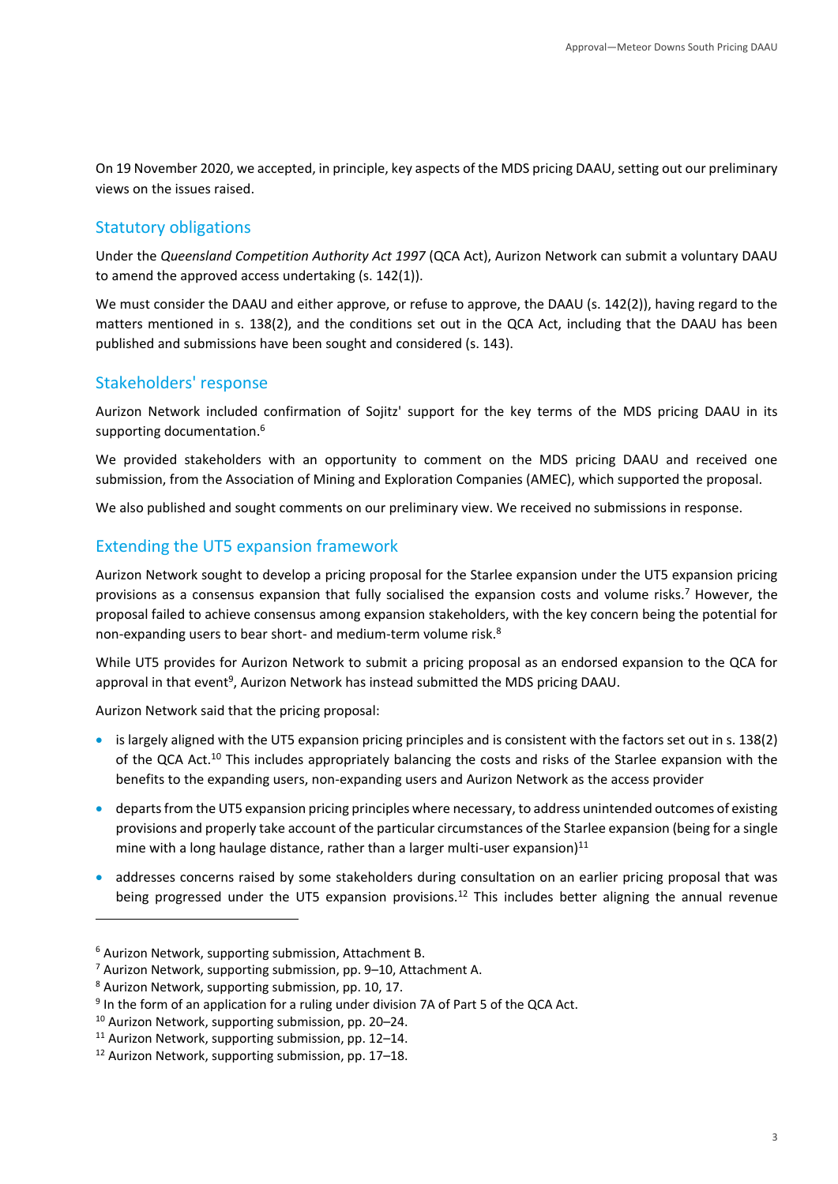On 19 November 2020, we accepted, in principle, key aspects of the MDS pricing DAAU, setting out our preliminary views on the issues raised.

## Statutory obligations

Under the *Queensland Competition Authority Act 1997* (QCA Act), Aurizon Network can submit a voluntary DAAU to amend the approved access undertaking (s. 142(1)).

We must consider the DAAU and either approve, or refuse to approve, the DAAU (s. 142(2)), having regard to the matters mentioned in s. 138(2), and the conditions set out in the QCA Act, including that the DAAU has been published and submissions have been sought and considered (s. 143).

## Stakeholders' response

Aurizon Network included confirmation of Sojitz' support for the key terms of the MDS pricing DAAU in its supporting documentation.[6]

We provided stakeholders with an opportunity to comment on the MDS pricing DAAU and received one submission, from the Association of Mining and Exploration Companies (AMEC), which supported the proposal.

We also published and sought comments on our preliminary view. We received no submissions in response.

## Extending the UT5 expansion framework

Aurizon Network sought to develop a pricing proposal for the Starlee expansion under the UT5 expansion pricing provisions as a consensus expansion that fully socialised the expansion costs and volume risks.[7] However, the proposal failed to achieve consensus among expansion stakeholders, with the key concern being the potential for non-expanding users to bear short- and medium-term volume risk.[8]

While UT5 provides for Aurizon Network to submit a pricing proposal as an endorsed expansion to the QCA for approval in that event[9], Aurizon Network has instead submitted the MDS pricing DAAU.

Aurizon Network said that the pricing proposal:

- is largely aligned with the UT5 expansion pricing principles and is consistent with the factors set out in s. 138(2) of the QCA Act.[10] This includes appropriately balancing the costs and risks of the Starlee expansion with the benefits to the expanding users, non-expanding users and Aurizon Network as the access provider
- departs from the UT5 expansion pricing principles where necessary, to address unintended outcomes of existing provisions and properly take account of the particular circumstances of the Starlee expansion (being for a single mine with a long haulage distance, rather than a larger multi-user expansion)[11]
- addresses concerns raised by some stakeholders during consultation on an earlier pricing proposal that was being progressed under the UT5 expansion provisions.[12] This includes better aligning the annual revenue

---

[6] Aurizon Network, supporting submission, Attachment B.

[7] Aurizon Network, supporting submission, pp. 9–10, Attachment A.

[8] Aurizon Network, supporting submission, pp. 10, 17.

[9] In the form of an application for a ruling under division 7A of Part 5 of the QCA Act.

[10] Aurizon Network, supporting submission, pp. 20–24.

[11] Aurizon Network, supporting submission, pp. 12–14.

[12] Aurizon Network, supporting submission, pp. 17–18.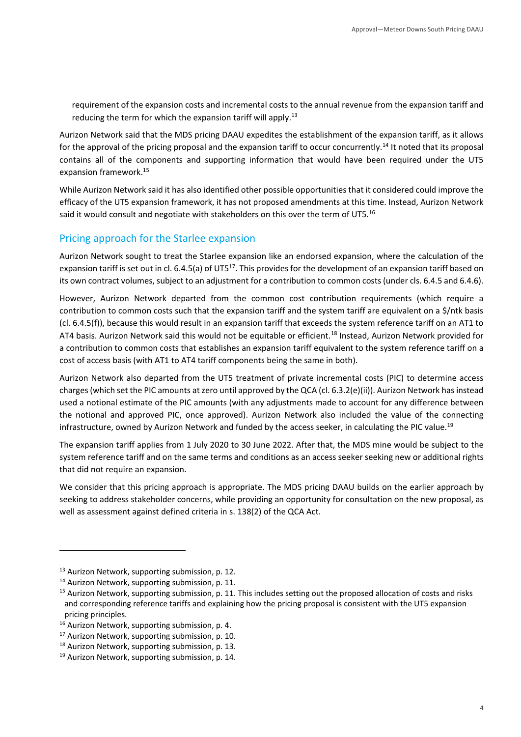requirement of the expansion costs and incremental costs to the annual revenue from the expansion tariff and reducing the term for which the expansion tariff will apply.[13]

Aurizon Network said that the MDS pricing DAAU expedites the establishment of the expansion tariff, as it allows for the approval of the pricing proposal and the expansion tariff to occur concurrently.[14] It noted that its proposal contains all of the components and supporting information that would have been required under the UT5 expansion framework.[15]

While Aurizon Network said it has also identified other possible opportunities that it considered could improve the efficacy of the UT5 expansion framework, it has not proposed amendments at this time. Instead, Aurizon Network said it would consult and negotiate with stakeholders on this over the term of UT5.[16]

## Pricing approach for the Starlee expansion

Aurizon Network sought to treat the Starlee expansion like an endorsed expansion, where the calculation of the expansion tariff is set out in cl. 6.4.5(a) of UT5[17]. This provides for the development of an expansion tariff based on its own contract volumes, subject to an adjustment for a contribution to common costs (under cls. 6.4.5 and 6.4.6).

However, Aurizon Network departed from the common cost contribution requirements (which require a contribution to common costs such that the expansion tariff and the system tariff are equivalent on a $/ntk basis (cl. 6.4.5(f)), because this would result in an expansion tariff that exceeds the system reference tariff on an AT1 to AT4 basis. Aurizon Network said this would not be equitable or efficient.[18] Instead, Aurizon Network provided for a contribution to common costs that establishes an expansion tariff equivalent to the system reference tariff on a cost of access basis (with AT1 to AT4 tariff components being the same in both).

Aurizon Network also departed from the UT5 treatment of private incremental costs (PIC) to determine access charges (which set the PIC amounts at zero until approved by the QCA (cl. 6.3.2(e)(ii)). Aurizon Network has instead used a notional estimate of the PIC amounts (with any adjustments made to account for any difference between the notional and approved PIC, once approved). Aurizon Network also included the value of the connecting infrastructure, owned by Aurizon Network and funded by the access seeker, in calculating the PIC value.[19]

The expansion tariff applies from 1 July 2020 to 30 June 2022. After that, the MDS mine would be subject to the system reference tariff and on the same terms and conditions as an access seeker seeking new or additional rights that did not require an expansion.

We consider that this pricing approach is appropriate. The MDS pricing DAAU builds on the earlier approach by seeking to address stakeholder concerns, while providing an opportunity for consultation on the new proposal, as well as assessment against defined criteria in s. 138(2) of the QCA Act.

---

[13] Aurizon Network, supporting submission, p. 12.

[14] Aurizon Network, supporting submission, p. 11.

[15] Aurizon Network, supporting submission, p. 11. This includes setting out the proposed allocation of costs and risks and corresponding reference tariffs and explaining how the pricing proposal is consistent with the UT5 expansion pricing principles.

[16] Aurizon Network, supporting submission, p. 4.

[17] Aurizon Network, supporting submission, p. 10.

[18] Aurizon Network, supporting submission, p. 13.

[19] Aurizon Network, supporting submission, p. 14.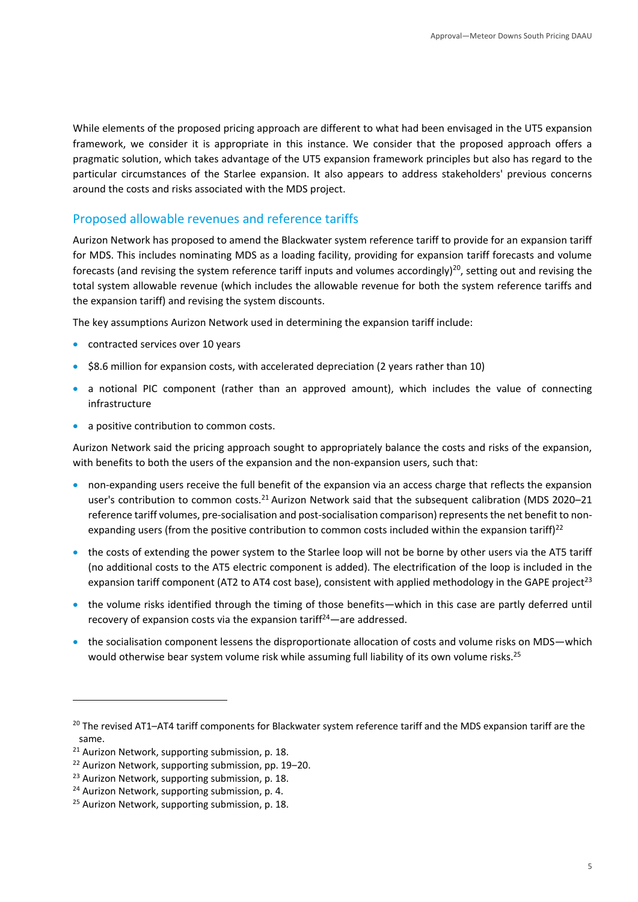While elements of the proposed pricing approach are different to what had been envisaged in the UT5 expansion framework, we consider it is appropriate in this instance. We consider that the proposed approach offers a pragmatic solution, which takes advantage of the UT5 expansion framework principles but also has regard to the particular circumstances of the Starlee expansion. It also appears to address stakeholders' previous concerns around the costs and risks associated with the MDS project.

## Proposed allowable revenues and reference tariffs

Aurizon Network has proposed to amend the Blackwater system reference tariff to provide for an expansion tariff for MDS. This includes nominating MDS as a loading facility, providing for expansion tariff forecasts and volume forecasts (and revising the system reference tariff inputs and volumes accordingly)[20], setting out and revising the total system allowable revenue (which includes the allowable revenue for both the system reference tariffs and the expansion tariff) and revising the system discounts.

The key assumptions Aurizon Network used in determining the expansion tariff include:

- contracted services over 10 years
- \$8.6 million for expansion costs, with accelerated depreciation (2 years rather than 10)
- a notional PIC component (rather than an approved amount), which includes the value of connecting infrastructure
- a positive contribution to common costs.

Aurizon Network said the pricing approach sought to appropriately balance the costs and risks of the expansion, with benefits to both the users of the expansion and the non-expansion users, such that:

- non-expanding users receive the full benefit of the expansion via an access charge that reflects the expansion user's contribution to common costs.[21] Aurizon Network said that the subsequent calibration (MDS 2020–21 reference tariff volumes, pre-socialisation and post-socialisation comparison) represents the net benefit to non-expanding users (from the positive contribution to common costs included within the expansion tariff)[22]
- the costs of extending the power system to the Starlee loop will not be borne by other users via the AT5 tariff (no additional costs to the AT5 electric component is added). The electrification of the loop is included in the expansion tariff component (AT2 to AT4 cost base), consistent with applied methodology in the GAPE project[23]
- the volume risks identified through the timing of those benefits—which in this case are partly deferred until recovery of expansion costs via the expansion tariff[24]—are addressed.
- the socialisation component lessens the disproportionate allocation of costs and volume risks on MDS—which would otherwise bear system volume risk while assuming full liability of its own volume risks.[25]

---

[20] The revised AT1–AT4 tariff components for Blackwater system reference tariff and the MDS expansion tariff are the same.

[21] Aurizon Network, supporting submission, p. 18.

[22] Aurizon Network, supporting submission, pp. 19–20.

[23] Aurizon Network, supporting submission, p. 18.

[24] Aurizon Network, supporting submission, p. 4.

[25] Aurizon Network, supporting submission, p. 18.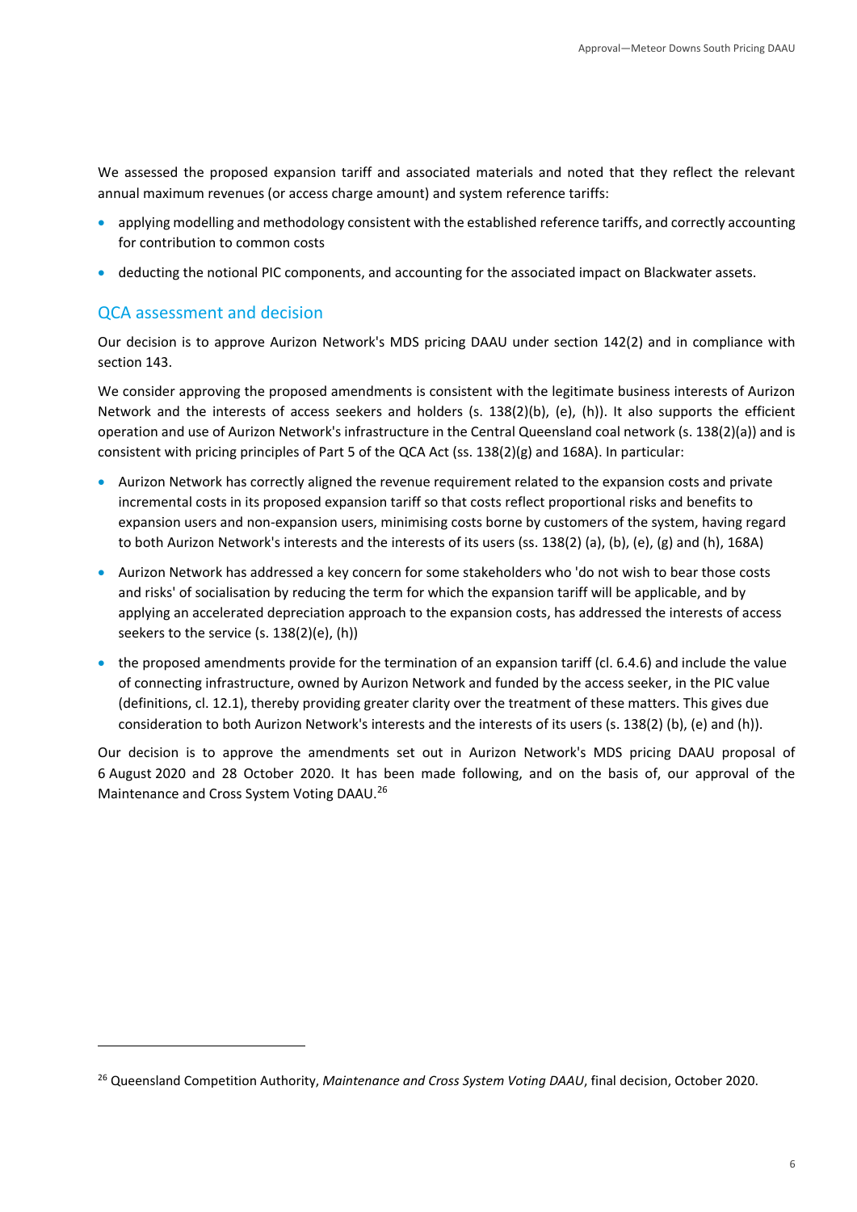We assessed the proposed expansion tariff and associated materials and noted that they reflect the relevant annual maximum revenues (or access charge amount) and system reference tariffs:

- applying modelling and methodology consistent with the established reference tariffs, and correctly accounting for contribution to common costs
- deducting the notional PIC components, and accounting for the associated impact on Blackwater assets.

## QCA assessment and decision

Our decision is to approve Aurizon Network's MDS pricing DAAU under section 142(2) and in compliance with section 143.

We consider approving the proposed amendments is consistent with the legitimate business interests of Aurizon Network and the interests of access seekers and holders (s. 138(2)(b), (e), (h)). It also supports the efficient operation and use of Aurizon Network's infrastructure in the Central Queensland coal network (s. 138(2)(a)) and is consistent with pricing principles of Part 5 of the QCA Act (ss. 138(2)(g) and 168A). In particular:

- Aurizon Network has correctly aligned the revenue requirement related to the expansion costs and private incremental costs in its proposed expansion tariff so that costs reflect proportional risks and benefits to expansion users and non-expansion users, minimising costs borne by customers of the system, having regard to both Aurizon Network's interests and the interests of its users (ss. 138(2) (a), (b), (e), (g) and (h), 168A)
- Aurizon Network has addressed a key concern for some stakeholders who 'do not wish to bear those costs and risks' of socialisation by reducing the term for which the expansion tariff will be applicable, and by applying an accelerated depreciation approach to the expansion costs, has addressed the interests of access seekers to the service (s. 138(2)(e), (h))
- the proposed amendments provide for the termination of an expansion tariff (cl. 6.4.6) and include the value of connecting infrastructure, owned by Aurizon Network and funded by the access seeker, in the PIC value (definitions, cl. 12.1), thereby providing greater clarity over the treatment of these matters. This gives due consideration to both Aurizon Network's interests and the interests of its users (s. 138(2) (b), (e) and (h)).

Our decision is to approve the amendments set out in Aurizon Network's MDS pricing DAAU proposal of 6 August 2020 and 28 October 2020. It has been made following, and on the basis of, our approval of the Maintenance and Cross System Voting DAAU.[26]

[26] Queensland Competition Authority, *Maintenance and Cross System Voting DAAU*, final decision, October 2020.